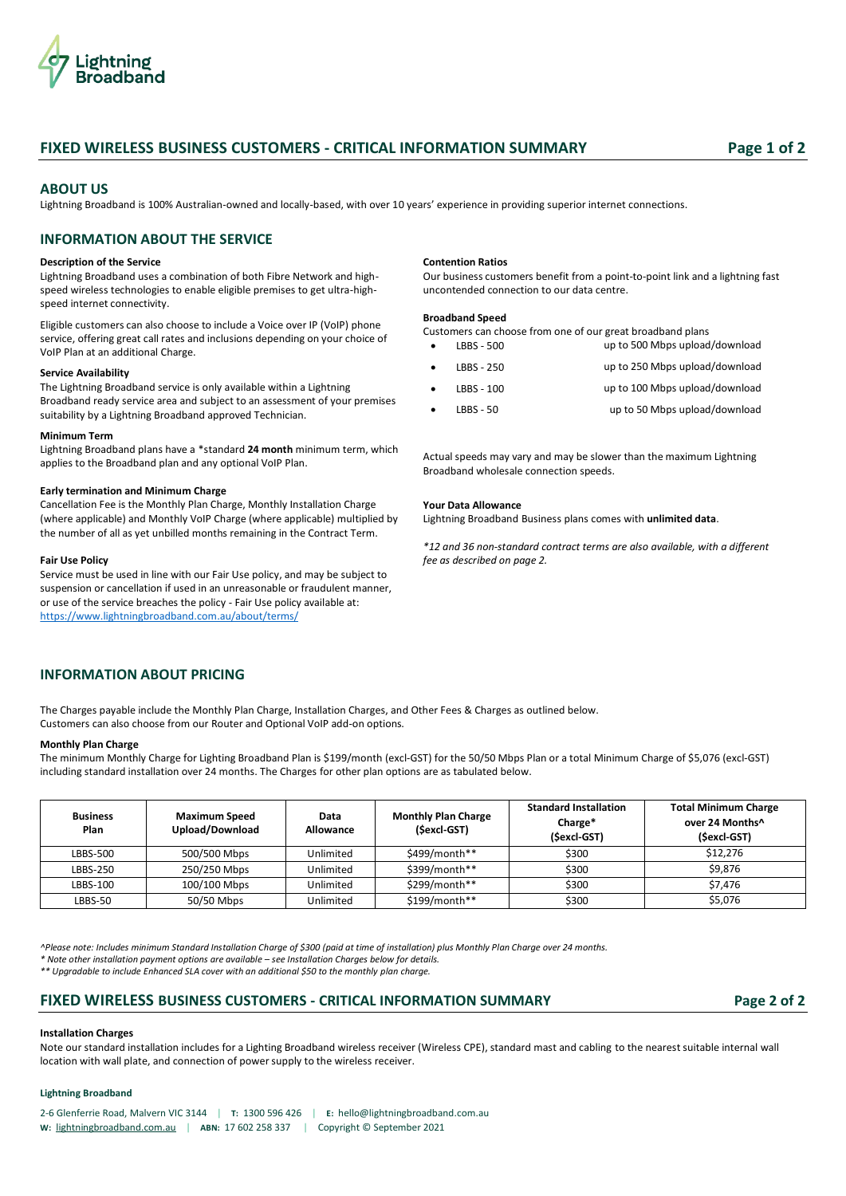# FIXED WIRELESS BUSINESS CUSTOMERS - CRITICAL INFORMATION SUMMARY

## ABOUT US

Lightning Broadband is 100% Australian-owned and locally-based, with over 10 years' experience in providing superior internet connections.

## INFORMATION ABOUT THE SERVICE

**Description of the Service**

Lightning Broadband uses a combination of both Fibre Network and high-speed wireless technologies to enable eligible premises to get ultra-high-speed internet connectivity.

Eligible customers can also choose to include a Voice over IP (VoIP) phone service, offering great call rates and inclusions depending on your choice of VoIP Plan at an additional Charge.

**Service Availability**

The Lightning Broadband service is only available within a Lightning Broadband ready service area and subject to an assessment of your premises suitability by a Lightning Broadband approved Technician.

**Minimum Term**

Lightning Broadband plans have a *standard **24 month** minimum term, which applies to the Broadband plan and any optional VoIP Plan.

**Early termination and Minimum Charge**

Cancellation Fee is the Monthly Plan Charge, Monthly Installation Charge (where applicable) and Monthly VoIP Charge (where applicable) multiplied by the number of all as yet unbilled months remaining in the Contract Term.

**Fair Use Policy**

Service must be used in line with our Fair Use policy, and may be subject to suspension or cancellation if used in an unreasonable or fraudulent manner, or use of the service breaches the policy - Fair Use policy available at: https://www.lightningbroadband.com.au/about/terms/

**Contention Ratios**

Our business customers benefit from a point-to-point link and a lightning fast uncontended connection to our data centre.

**Broadband Speed**

Customers can choose from one of our great broadband plans

- LBBS - 500 up to 500 Mbps upload/download
- LBBS - 250 up to 250 Mbps upload/download
- LBBS - 100 up to 100 Mbps upload/download
- LBBS - 50 up to 50 Mbps upload/download

Actual speeds may vary and may be slower than the maximum Lightning Broadband wholesale connection speeds.

**Your Data Allowance**

Lightning Broadband Business plans comes with **unlimited data**.

*\*12 and 36 non-standard contract terms are also available, with a different fee as described on page 2.*

## INFORMATION ABOUT PRICING

The Charges payable include the Monthly Plan Charge, Installation Charges, and Other Fees & Charges as outlined below.
Customers can also choose from our Router and Optional VoIP add-on options.

**Monthly Plan Charge**

The minimum Monthly Charge for Lighting Broadband Plan is $199/month (excl-GST) for the 50/50 Mbps Plan or a total Minimum Charge of $5,076 (excl-GST) including standard installation over 24 months. The Charges for other plan options are as tabulated below.

| Business Plan | Maximum Speed Upload/Download | Data Allowance | Monthly Plan Charge ($excl-GST) | Standard Installation Charge* ($excl-GST) | Total Minimum Charge over 24 Months^ ($excl-GST) |
|---|---|---|---|---|---|
| LBBS-500 | 500/500 Mbps | Unlimited | $499/month** | $300 | $12,276 |
| LBBS-250 | 250/250 Mbps | Unlimited | $399/month** | $300 | $9,876 |
| LBBS-100 | 100/100 Mbps | Unlimited | $299/month** | $300 | $7,476 |
| LBBS-50 | 50/50 Mbps | Unlimited | $199/month** | $300 | $5,076 |

*^Please note: Includes minimum Standard Installation Charge of $300 (paid at time of installation) plus Monthly Plan Charge over 24 months.*
*\* Note other installation payment options are available – see Installation Charges below for details.*
*\*\* Upgradable to include Enhanced SLA cover with an additional $50 to the monthly plan charge.*

**Installation Charges**

Note our standard installation includes for a Lighting Broadband wireless receiver (Wireless CPE), standard mast and cabling to the nearest suitable internal wall location with wall plate, and connection of power supply to the wireless receiver.

**Lightning Broadband**

2-6 Glenferrie Road, Malvern VIC 3144 | **T:** 1300 596 426 | **E:** hello@lightningbroadband.com.au
**W:** lightningbroadband.com.au | **ABN:** 17 602 258 337 | Copyright © September 2021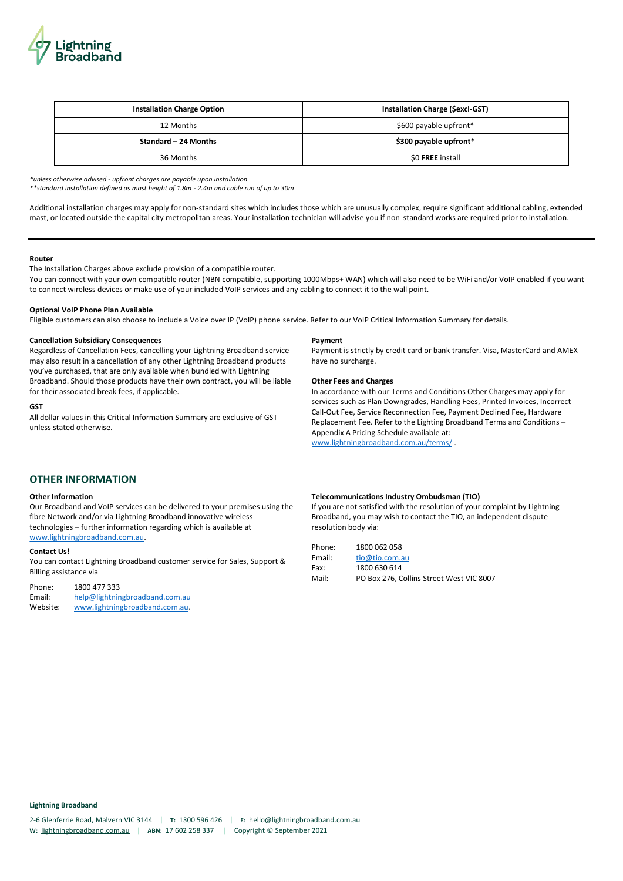| Installation Charge Option | Installation Charge ($excl-GST) |
|---|---|
| 12 Months | $600 payable upfront* |
| **Standard – 24 Months** | **$300 payable upfront*** |
| 36 Months | $0 **FREE** install |

*\*unless otherwise advised - upfront charges are payable upon installation*

*\*\*standard installation defined as mast height of 1.8m - 2.4m and cable run of up to 30m*

Additional installation charges may apply for non-standard sites which includes those which are unusually complex, require significant additional cabling, extended mast, or located outside the capital city metropolitan areas. Your installation technician will advise you if non-standard works are required prior to installation.

---

**Router**

The Installation Charges above exclude provision of a compatible router.

You can connect with your own compatible router (NBN compatible, supporting 1000Mbps+ WAN) which will also need to be WiFi and/or VoIP enabled if you want to connect wireless devices or make use of your included VoIP services and any cabling to connect it to the wall point.

**Optional VoIP Phone Plan Available**

Eligible customers can also choose to include a Voice over IP (VoIP) phone service. Refer to our VoIP Critical Information Summary for details.

**Cancellation Subsidiary Consequences**

Regardless of Cancellation Fees, cancelling your Lightning Broadband service may also result in a cancellation of any other Lightning Broadband products you've purchased, that are only available when bundled with Lightning Broadband. Should those products have their own contract, you will be liable for their associated break fees, if applicable.

**GST**

All dollar values in this Critical Information Summary are exclusive of GST unless stated otherwise.

**Payment**

Payment is strictly by credit card or bank transfer. Visa, MasterCard and AMEX have no surcharge.

**Other Fees and Charges**

In accordance with our Terms and Conditions Other Charges may apply for services such as Plan Downgrades, Handling Fees, Printed Invoices, Incorrect Call-Out Fee, Service Reconnection Fee, Payment Declined Fee, Hardware Replacement Fee. Refer to the Lighting Broadband Terms and Conditions – Appendix A Pricing Schedule available at: www.lightningbroadband.com.au/terms/ .

## OTHER INFORMATION

**Other Information**

Our Broadband and VoIP services can be delivered to your premises using the fibre Network and/or via Lightning Broadband innovative wireless technologies – further information regarding which is available at www.lightningbroadband.com.au.

**Contact Us!**

You can contact Lightning Broadband customer service for Sales, Support & Billing assistance via

Phone: 1800 477 333
Email: help@lightningbroadband.com.au
Website: www.lightningbroadband.com.au.

**Telecommunications Industry Ombudsman (TIO)**

If you are not satisfied with the resolution of your complaint by Lightning Broadband, you may wish to contact the TIO, an independent dispute resolution body via:

Phone: 1800 062 058
Email: tio@tio.com.au
Fax: 1800 630 614
Mail: PO Box 276, Collins Street West VIC 8007

**Lightning Broadband**

2-6 Glenferrie Road, Malvern VIC 3144 | **T:** 1300 596 426 | **E:** hello@lightningbroadband.com.au
**W:** lightningbroadband.com.au | **ABN:** 17 602 258 337 | Copyright © September 2021